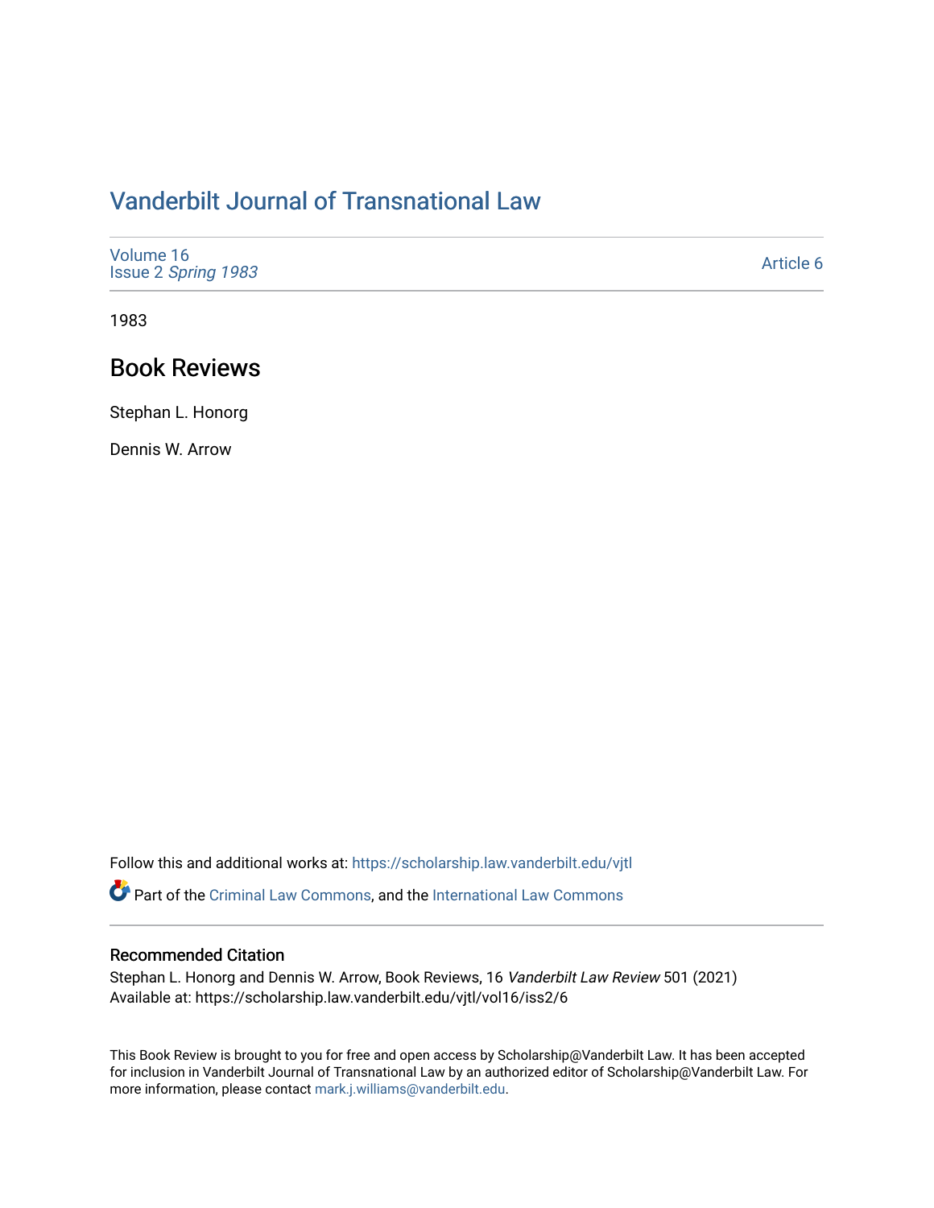# Vanderbilt Journal of Transnational Law

Volume 16
Issue 2 *Spring 1983*

Article 6

1983

## Book Reviews

Stephan L. Honorg

Dennis W. Arrow

Follow this and additional works at: https://scholarship.law.vanderbilt.edu/vjtl

Part of the Criminal Law Commons, and the International Law Commons

### Recommended Citation

Stephan L. Honorg and Dennis W. Arrow, Book Reviews, 16 *Vanderbilt Law Review* 501 (2021)
Available at: https://scholarship.law.vanderbilt.edu/vjtl/vol16/iss2/6

This Book Review is brought to you for free and open access by Scholarship@Vanderbilt Law. It has been accepted for inclusion in Vanderbilt Journal of Transnational Law by an authorized editor of Scholarship@Vanderbilt Law. For more information, please contact mark.j.williams@vanderbilt.edu.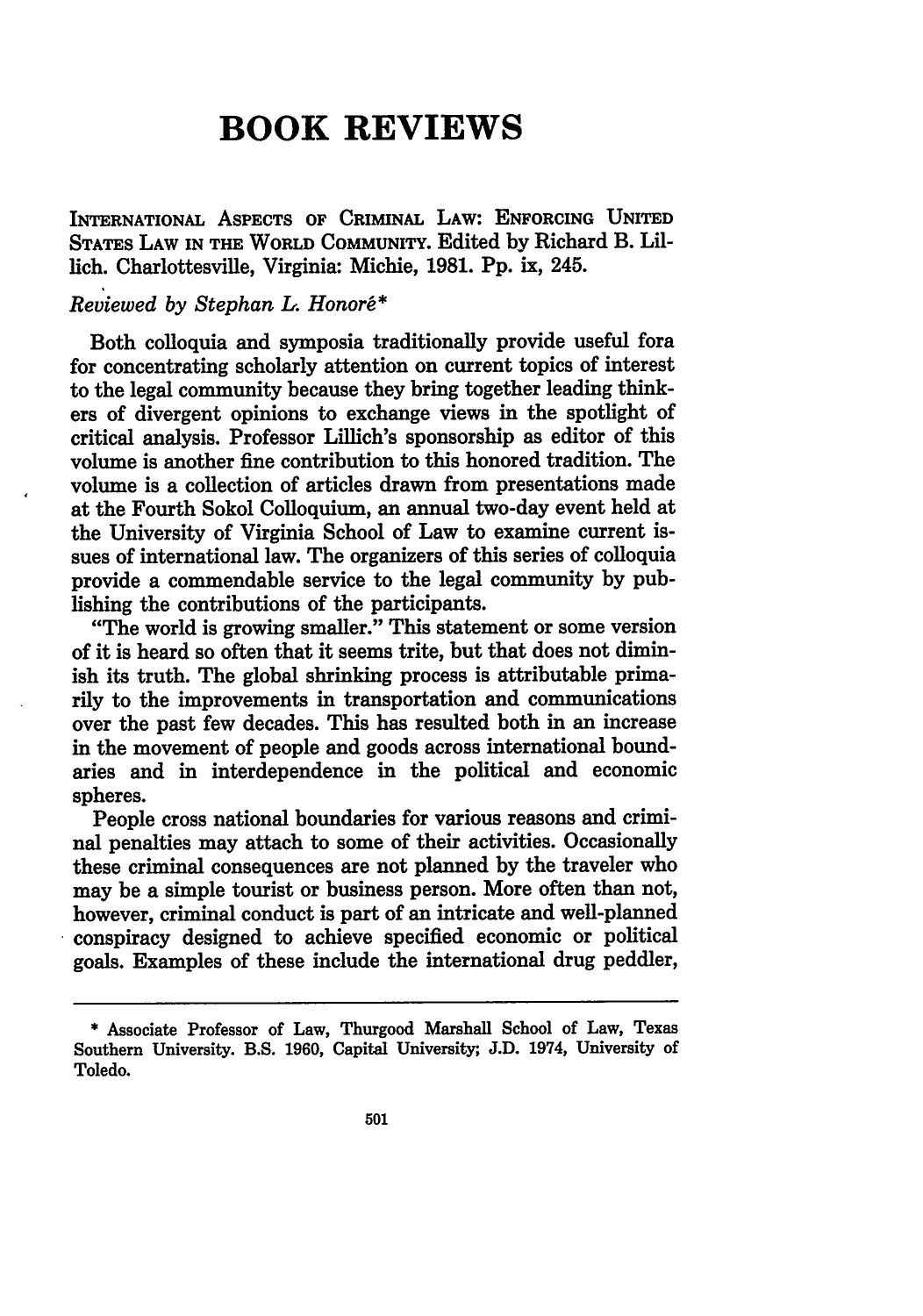# BOOK REVIEWS

INTERNATIONAL ASPECTS OF CRIMINAL LAW: ENFORCING UNITED STATES LAW IN THE WORLD COMMUNITY. Edited by Richard B. Lillich. Charlottesville, Virginia: Michie, 1981. Pp. ix, 245.

*Reviewed by Stephan L. Honoré\**

Both colloquia and symposia traditionally provide useful fora for concentrating scholarly attention on current topics of interest to the legal community because they bring together leading thinkers of divergent opinions to exchange views in the spotlight of critical analysis. Professor Lillich's sponsorship as editor of this volume is another fine contribution to this honored tradition. The volume is a collection of articles drawn from presentations made at the Fourth Sokol Colloquium, an annual two-day event held at the University of Virginia School of Law to examine current issues of international law. The organizers of this series of colloquia provide a commendable service to the legal community by publishing the contributions of the participants.

"The world is growing smaller." This statement or some version of it is heard so often that it seems trite, but that does not diminish its truth. The global shrinking process is attributable primarily to the improvements in transportation and communications over the past few decades. This has resulted both in an increase in the movement of people and goods across international boundaries and in interdependence in the political and economic spheres.

People cross national boundaries for various reasons and criminal penalties may attach to some of their activities. Occasionally these criminal consequences are not planned by the traveler who may be a simple tourist or business person. More often than not, however, criminal conduct is part of an intricate and well-planned conspiracy designed to achieve specified economic or political goals. Examples of these include the international drug peddler,

---

\* Associate Professor of Law, Thurgood Marshall School of Law, Texas Southern University. B.S. 1960, Capital University; J.D. 1974, University of Toledo.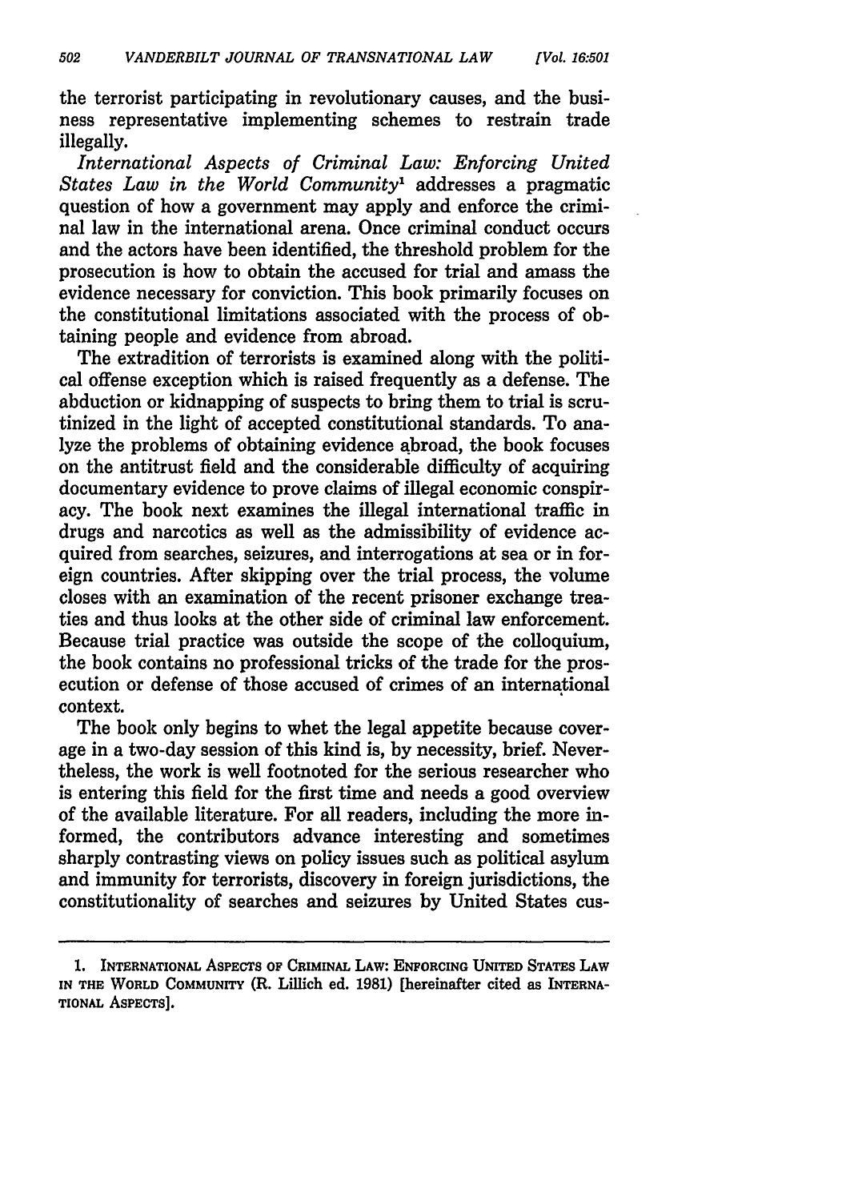the terrorist participating in revolutionary causes, and the business representative implementing schemes to restrain trade illegally.

*International Aspects of Criminal Law: Enforcing United States Law in the World Community*[1] addresses a pragmatic question of how a government may apply and enforce the criminal law in the international arena. Once criminal conduct occurs and the actors have been identified, the threshold problem for the prosecution is how to obtain the accused for trial and amass the evidence necessary for conviction. This book primarily focuses on the constitutional limitations associated with the process of obtaining people and evidence from abroad.

The extradition of terrorists is examined along with the political offense exception which is raised frequently as a defense. The abduction or kidnapping of suspects to bring them to trial is scrutinized in the light of accepted constitutional standards. To analyze the problems of obtaining evidence abroad, the book focuses on the antitrust field and the considerable difficulty of acquiring documentary evidence to prove claims of illegal economic conspiracy. The book next examines the illegal international traffic in drugs and narcotics as well as the admissibility of evidence acquired from searches, seizures, and interrogations at sea or in foreign countries. After skipping over the trial process, the volume closes with an examination of the recent prisoner exchange treaties and thus looks at the other side of criminal law enforcement. Because trial practice was outside the scope of the colloquium, the book contains no professional tricks of the trade for the prosecution or defense of those accused of crimes of an international context.

The book only begins to whet the legal appetite because coverage in a two-day session of this kind is, by necessity, brief. Nevertheless, the work is well footnoted for the serious researcher who is entering this field for the first time and needs a good overview of the available literature. For all readers, including the more informed, the contributors advance interesting and sometimes sharply contrasting views on policy issues such as political asylum and immunity for terrorists, discovery in foreign jurisdictions, the constitutionality of searches and seizures by United States cus-

---

1. INTERNATIONAL ASPECTS OF CRIMINAL LAW: ENFORCING UNITED STATES LAW IN THE WORLD COMMUNITY (R. Lillich ed. 1981) [hereinafter cited as INTERNATIONAL ASPECTS].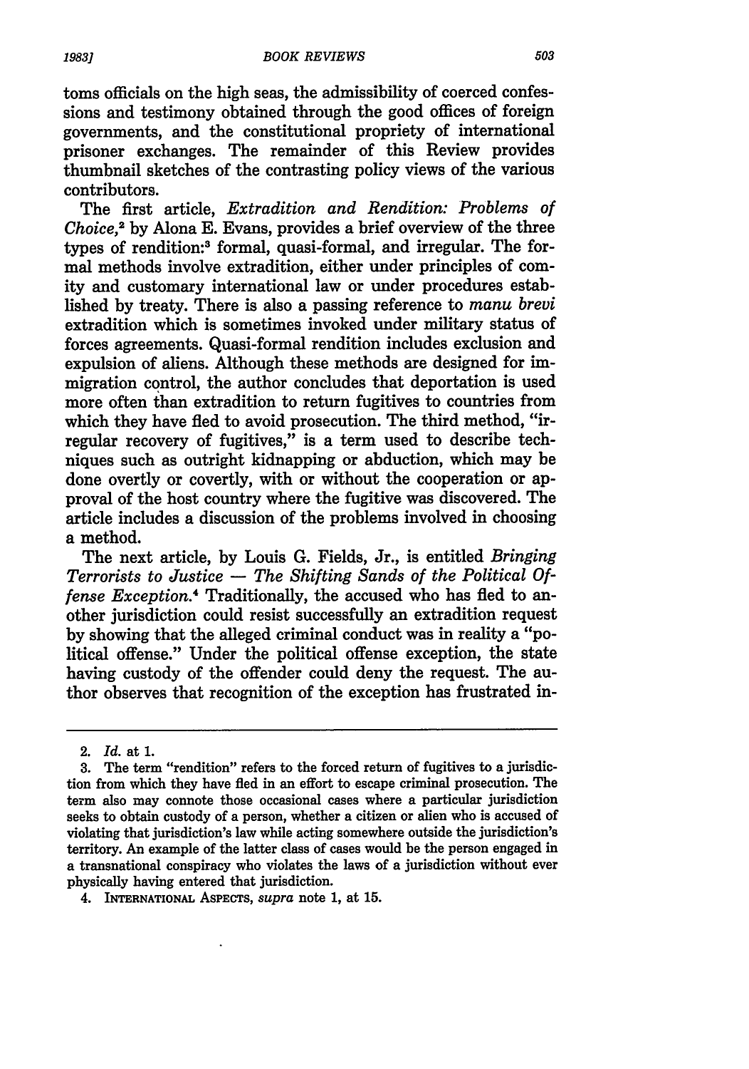toms officials on the high seas, the admissibility of coerced confessions and testimony obtained through the good offices of foreign governments, and the constitutional propriety of international prisoner exchanges. The remainder of this Review provides thumbnail sketches of the contrasting policy views of the various contributors.

The first article, *Extradition and Rendition: Problems of Choice,*[2] by Alona E. Evans, provides a brief overview of the three types of rendition:[3] formal, quasi-formal, and irregular. The formal methods involve extradition, either under principles of comity and customary international law or under procedures established by treaty. There is also a passing reference to *manu brevi* extradition which is sometimes invoked under military status of forces agreements. Quasi-formal rendition includes exclusion and expulsion of aliens. Although these methods are designed for immigration control, the author concludes that deportation is used more often than extradition to return fugitives to countries from which they have fled to avoid prosecution. The third method, "irregular recovery of fugitives," is a term used to describe techniques such as outright kidnapping or abduction, which may be done overtly or covertly, with or without the cooperation or approval of the host country where the fugitive was discovered. The article includes a discussion of the problems involved in choosing a method.

The next article, by Louis G. Fields, Jr., is entitled *Bringing Terrorists to Justice — The Shifting Sands of the Political Offense Exception.*[4] Traditionally, the accused who has fled to another jurisdiction could resist successfully an extradition request by showing that the alleged criminal conduct was in reality a "political offense." Under the political offense exception, the state having custody of the offender could deny the request. The author observes that recognition of the exception has frustrated in-

---

2. *Id.* at 1.

3. The term "rendition" refers to the forced return of fugitives to a jurisdiction from which they have fled in an effort to escape criminal prosecution. The term also may connote those occasional cases where a particular jurisdiction seeks to obtain custody of a person, whether a citizen or alien who is accused of violating that jurisdiction's law while acting somewhere outside the jurisdiction's territory. An example of the latter class of cases would be the person engaged in a transnational conspiracy who violates the laws of a jurisdiction without ever physically having entered that jurisdiction.

4. INTERNATIONAL ASPECTS, *supra* note 1, at 15.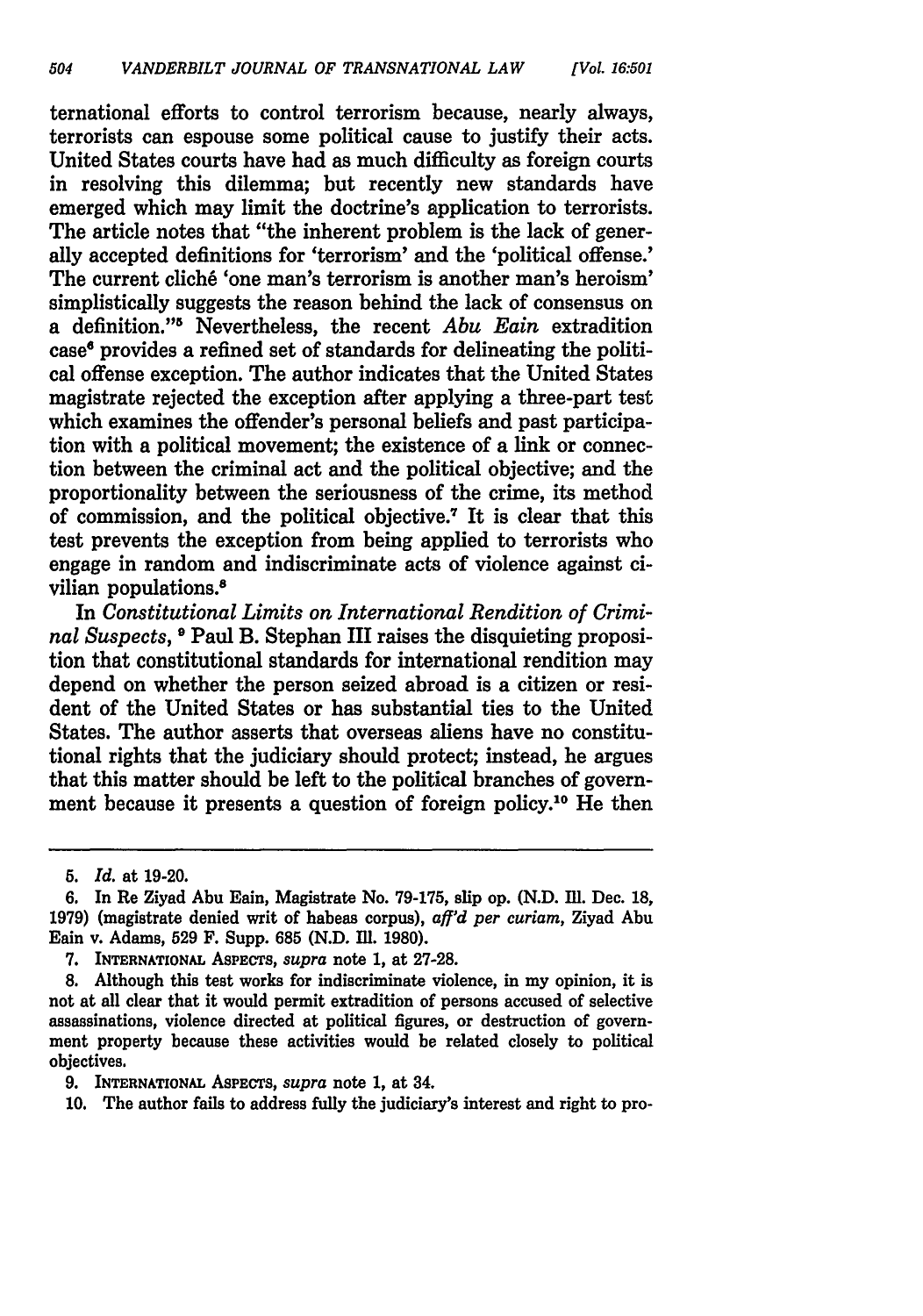ternational efforts to control terrorism because, nearly always, terrorists can espouse some political cause to justify their acts. United States courts have had as much difficulty as foreign courts in resolving this dilemma; but recently new standards have emerged which may limit the doctrine's application to terrorists. The article notes that "the inherent problem is the lack of generally accepted definitions for 'terrorism' and the 'political offense.' The current cliché 'one man's terrorism is another man's heroism' simplistically suggests the reason behind the lack of consensus on a definition."[5] Nevertheless, the recent *Abu Eain* extradition case[6] provides a refined set of standards for delineating the political offense exception. The author indicates that the United States magistrate rejected the exception after applying a three-part test which examines the offender's personal beliefs and past participation with a political movement; the existence of a link or connection between the criminal act and the political objective; and the proportionality between the seriousness of the crime, its method of commission, and the political objective.[7] It is clear that this test prevents the exception from being applied to terrorists who engage in random and indiscriminate acts of violence against civilian populations.[8]

In *Constitutional Limits on International Rendition of Criminal Suspects*,[9] Paul B. Stephan III raises the disquieting proposition that constitutional standards for international rendition may depend on whether the person seized abroad is a citizen or resident of the United States or has substantial ties to the United States. The author asserts that overseas aliens have no constitutional rights that the judiciary should protect; instead, he argues that this matter should be left to the political branches of government because it presents a question of foreign policy.[10] He then

---

5. *Id.* at 19-20.

6. In Re Ziyad Abu Eain, Magistrate No. 79-175, slip op. (N.D. Ill. Dec. 18, 1979) (magistrate denied writ of habeas corpus), *aff'd per curiam*, Ziyad Abu Eain v. Adams, 529 F. Supp. 685 (N.D. Ill. 1980).

7. INTERNATIONAL ASPECTS, *supra* note 1, at 27-28.

8. Although this test works for indiscriminate violence, in my opinion, it is not at all clear that it would permit extradition of persons accused of selective assassinations, violence directed at political figures, or destruction of government property because these activities would be related closely to political objectives.

9. INTERNATIONAL ASPECTS, *supra* note 1, at 34.

10. The author fails to address fully the judiciary's interest and right to pro-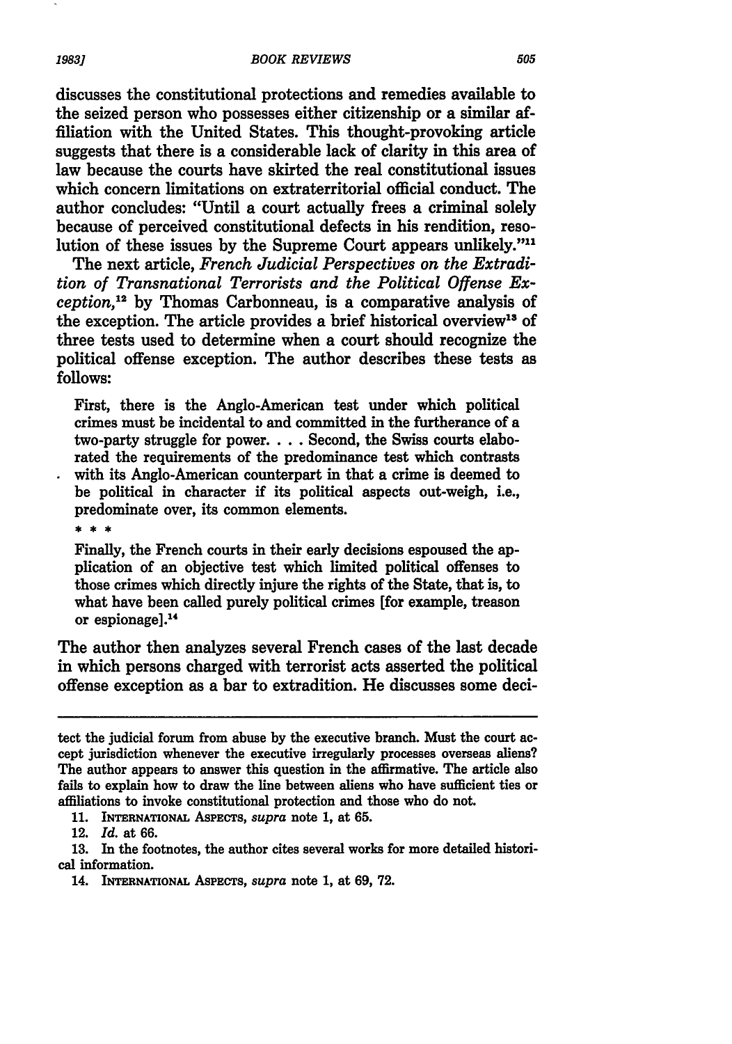discusses the constitutional protections and remedies available to the seized person who possesses either citizenship or a similar affiliation with the United States. This thought-provoking article suggests that there is a considerable lack of clarity in this area of law because the courts have skirted the real constitutional issues which concern limitations on extraterritorial official conduct. The author concludes: "Until a court actually frees a criminal solely because of perceived constitutional defects in his rendition, resolution of these issues by the Supreme Court appears unlikely."[11]

The next article, *French Judicial Perspectives on the Extradition of Transnational Terrorists and the Political Offense Exception,*[12] by Thomas Carbonneau, is a comparative analysis of the exception. The article provides a brief historical overview[13] of three tests used to determine when a court should recognize the political offense exception. The author describes these tests as follows:

> First, there is the Anglo-American test under which political crimes must be incidental to and committed in the furtherance of a two-party struggle for power. . . . Second, the Swiss courts elaborated the requirements of the predominance test which contrasts with its Anglo-American counterpart in that a crime is deemed to be political in character if its political aspects out-weigh, i.e., predominate over, its common elements.
>
> \* \* \*
>
> Finally, the French courts in their early decisions espoused the application of an objective test which limited political offenses to those crimes which directly injure the rights of the State, that is, to what have been called purely political crimes [for example, treason or espionage].[14]

The author then analyzes several French cases of the last decade in which persons charged with terrorist acts asserted the political offense exception as a bar to extradition. He discusses some deci-

---

tect the judicial forum from abuse by the executive branch. Must the court accept jurisdiction whenever the executive irregularly processes overseas aliens? The author appears to answer this question in the affirmative. The article also fails to explain how to draw the line between aliens who have sufficient ties or affiliations to invoke constitutional protection and those who do not.

11. INTERNATIONAL ASPECTS, *supra* note 1, at 65.

12. *Id.* at 66.

13. In the footnotes, the author cites several works for more detailed historical information.

14. INTERNATIONAL ASPECTS, *supra* note 1, at 69, 72.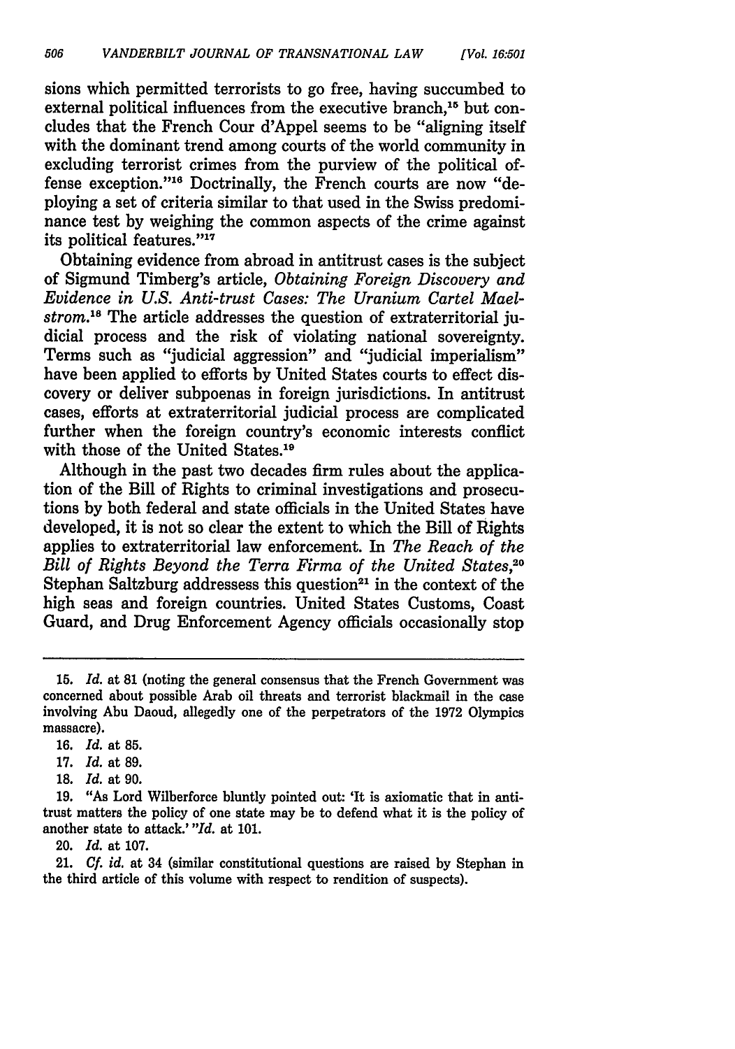sions which permitted terrorists to go free, having succumbed to external political influences from the executive branch,[15] but concludes that the French Cour d'Appel seems to be "aligning itself with the dominant trend among courts of the world community in excluding terrorist crimes from the purview of the political offense exception."[16] Doctrinally, the French courts are now "deploying a set of criteria similar to that used in the Swiss predominance test by weighing the common aspects of the crime against its political features."[17]

Obtaining evidence from abroad in antitrust cases is the subject of Sigmund Timberg's article, *Obtaining Foreign Discovery and Evidence in U.S. Anti-trust Cases: The Uranium Cartel Maelstrom*.[18] The article addresses the question of extraterritorial judicial process and the risk of violating national sovereignty. Terms such as "judicial aggression" and "judicial imperialism" have been applied to efforts by United States courts to effect discovery or deliver subpoenas in foreign jurisdictions. In antitrust cases, efforts at extraterritorial judicial process are complicated further when the foreign country's economic interests conflict with those of the United States.[19]

Although in the past two decades firm rules about the application of the Bill of Rights to criminal investigations and prosecutions by both federal and state officials in the United States have developed, it is not so clear the extent to which the Bill of Rights applies to extraterritorial law enforcement. In *The Reach of the Bill of Rights Beyond the Terra Firma of the United States*,[20] Stephan Saltzburg addressess this question[21] in the context of the high seas and foreign countries. United States Customs, Coast Guard, and Drug Enforcement Agency officials occasionally stop

---

15. *Id.* at 81 (noting the general consensus that the French Government was concerned about possible Arab oil threats and terrorist blackmail in the case involving Abu Daoud, allegedly one of the perpetrators of the 1972 Olympics massacre).

16. *Id.* at 85.

17. *Id.* at 89.

18. *Id.* at 90.

19. "As Lord Wilberforce bluntly pointed out: 'It is axiomatic that in antitrust matters the policy of one state may be to defend what it is the policy of another state to attack.' "*Id.* at 101.

20. *Id.* at 107.

21. *Cf. id.* at 34 (similar constitutional questions are raised by Stephan in the third article of this volume with respect to rendition of suspects).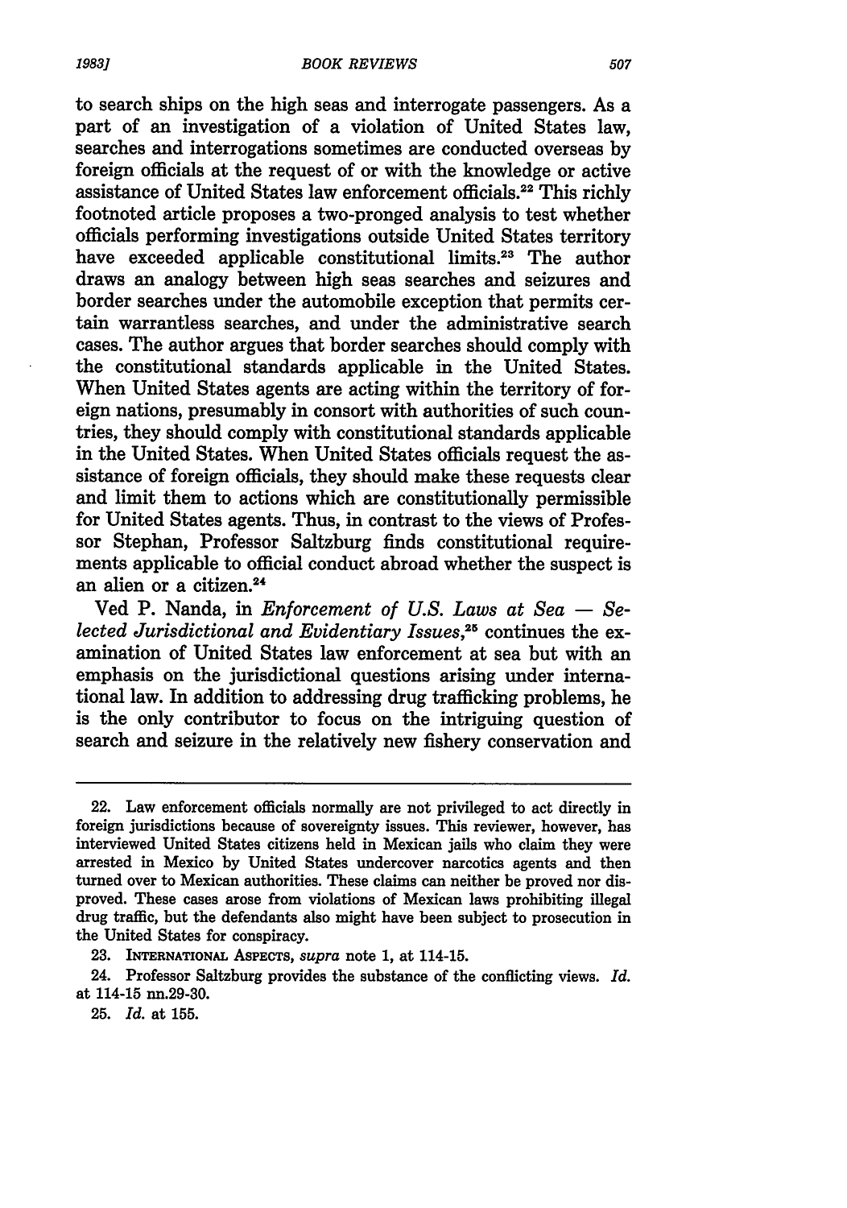to search ships on the high seas and interrogate passengers. As a part of an investigation of a violation of United States law, searches and interrogations sometimes are conducted overseas by foreign officials at the request of or with the knowledge or active assistance of United States law enforcement officials.[22] This richly footnoted article proposes a two-pronged analysis to test whether officials performing investigations outside United States territory have exceeded applicable constitutional limits.[23] The author draws an analogy between high seas searches and seizures and border searches under the automobile exception that permits certain warrantless searches, and under the administrative search cases. The author argues that border searches should comply with the constitutional standards applicable in the United States. When United States agents are acting within the territory of foreign nations, presumably in consort with authorities of such countries, they should comply with constitutional standards applicable in the United States. When United States officials request the assistance of foreign officials, they should make these requests clear and limit them to actions which are constitutionally permissible for United States agents. Thus, in contrast to the views of Professor Stephan, Professor Saltzburg finds constitutional requirements applicable to official conduct abroad whether the suspect is an alien or a citizen.[24]

Ved P. Nanda, in *Enforcement of U.S. Laws at Sea — Selected Jurisdictional and Evidentiary Issues*,[25] continues the examination of United States law enforcement at sea but with an emphasis on the jurisdictional questions arising under international law. In addition to addressing drug trafficking problems, he is the only contributor to focus on the intriguing question of search and seizure in the relatively new fishery conservation and

---

22. Law enforcement officials normally are not privileged to act directly in foreign jurisdictions because of sovereignty issues. This reviewer, however, has interviewed United States citizens held in Mexican jails who claim they were arrested in Mexico by United States undercover narcotics agents and then turned over to Mexican authorities. These claims can neither be proved nor disproved. These cases arose from violations of Mexican laws prohibiting illegal drug traffic, but the defendants also might have been subject to prosecution in the United States for conspiracy.

23. INTERNATIONAL ASPECTS, *supra* note 1, at 114-15.

24. Professor Saltzburg provides the substance of the conflicting views. *Id.* at 114-15 nn.29-30.

25. *Id.* at 155.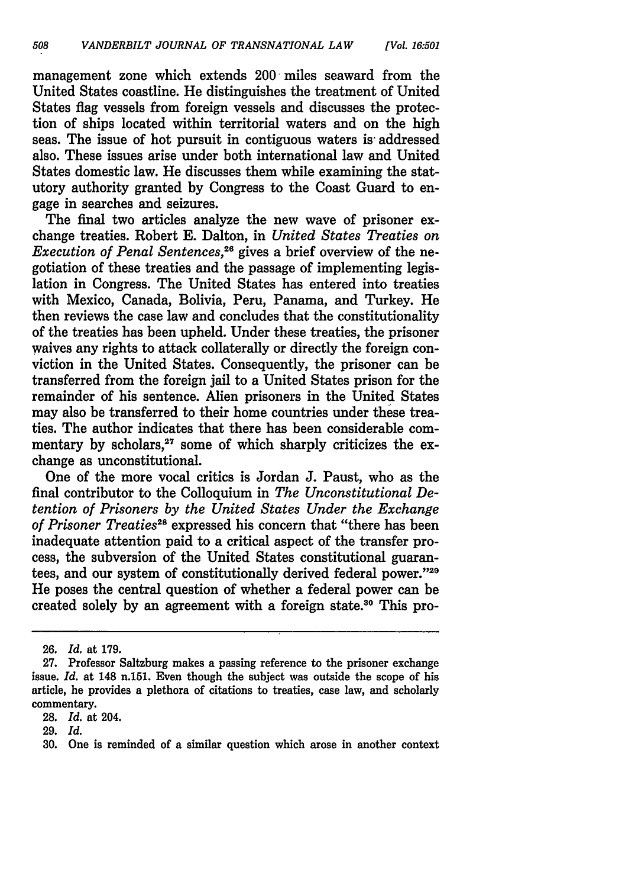management zone which extends 200 miles seaward from the United States coastline. He distinguishes the treatment of United States flag vessels from foreign vessels and discusses the protection of ships located within territorial waters and on the high seas. The issue of hot pursuit in contiguous waters is addressed also. These issues arise under both international law and United States domestic law. He discusses them while examining the statutory authority granted by Congress to the Coast Guard to engage in searches and seizures.

The final two articles analyze the new wave of prisoner exchange treaties. Robert E. Dalton, in *United States Treaties on Execution of Penal Sentences*,[26] gives a brief overview of the negotiation of these treaties and the passage of implementing legislation in Congress. The United States has entered into treaties with Mexico, Canada, Bolivia, Peru, Panama, and Turkey. He then reviews the case law and concludes that the constitutionality of the treaties has been upheld. Under these treaties, the prisoner waives any rights to attack collaterally or directly the foreign conviction in the United States. Consequently, the prisoner can be transferred from the foreign jail to a United States prison for the remainder of his sentence. Alien prisoners in the United States may also be transferred to their home countries under these treaties. The author indicates that there has been considerable commentary by scholars,[27] some of which sharply criticizes the exchange as unconstitutional.

One of the more vocal critics is Jordan J. Paust, who as the final contributor to the Colloquium in *The Unconstitutional Detention of Prisoners by the United States Under the Exchange of Prisoner Treaties*[28] expressed his concern that "there has been inadequate attention paid to a critical aspect of the transfer process, the subversion of the United States constitutional guarantees, and our system of constitutionally derived federal power."[29] He poses the central question of whether a federal power can be created solely by an agreement with a foreign state.[30] This pro-

---

26. *Id.* at 179.

27. Professor Saltzburg makes a passing reference to the prisoner exchange issue. *Id.* at 148 n.151. Even though the subject was outside the scope of his article, he provides a plethora of citations to treaties, case law, and scholarly commentary.

28. *Id.* at 204.

29. *Id.*

30. One is reminded of a similar question which arose in another context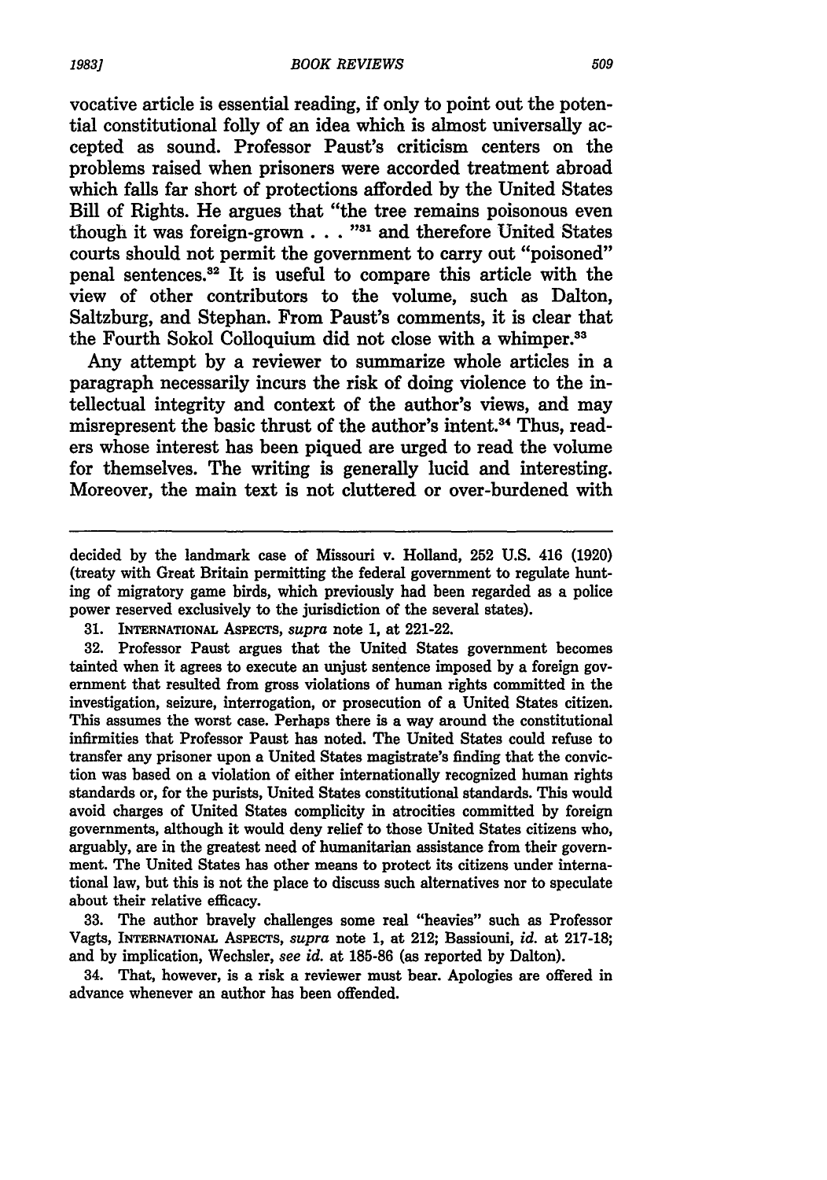vocative article is essential reading, if only to point out the potential constitutional folly of an idea which is almost universally accepted as sound. Professor Paust's criticism centers on the problems raised when prisoners were accorded treatment abroad which falls far short of protections afforded by the United States Bill of Rights. He argues that "the tree remains poisonous even though it was foreign-grown . . . "[31] and therefore United States courts should not permit the government to carry out "poisoned" penal sentences.[32] It is useful to compare this article with the view of other contributors to the volume, such as Dalton, Saltzburg, and Stephan. From Paust's comments, it is clear that the Fourth Sokol Colloquium did not close with a whimper.[33]

Any attempt by a reviewer to summarize whole articles in a paragraph necessarily incurs the risk of doing violence to the intellectual integrity and context of the author's views, and may misrepresent the basic thrust of the author's intent.[34] Thus, readers whose interest has been piqued are urged to read the volume for themselves. The writing is generally lucid and interesting. Moreover, the main text is not cluttered or over-burdened with

---

decided by the landmark case of Missouri v. Holland, 252 U.S. 416 (1920) (treaty with Great Britain permitting the federal government to regulate hunting of migratory game birds, which previously had been regarded as a police power reserved exclusively to the jurisdiction of the several states).

31. INTERNATIONAL ASPECTS, *supra* note 1, at 221-22.

32. Professor Paust argues that the United States government becomes tainted when it agrees to execute an unjust sentence imposed by a foreign government that resulted from gross violations of human rights committed in the investigation, seizure, interrogation, or prosecution of a United States citizen. This assumes the worst case. Perhaps there is a way around the constitutional infirmities that Professor Paust has noted. The United States could refuse to transfer any prisoner upon a United States magistrate's finding that the conviction was based on a violation of either internationally recognized human rights standards or, for the purists, United States constitutional standards. This would avoid charges of United States complicity in atrocities committed by foreign governments, although it would deny relief to those United States citizens who, arguably, are in the greatest need of humanitarian assistance from their government. The United States has other means to protect its citizens under international law, but this is not the place to discuss such alternatives nor to speculate about their relative efficacy.

33. The author bravely challenges some real "heavies" such as Professor Vagts, INTERNATIONAL ASPECTS, *supra* note 1, at 212; Bassiouni, *id.* at 217-18; and by implication, Wechsler, *see id.* at 185-86 (as reported by Dalton).

34. That, however, is a risk a reviewer must bear. Apologies are offered in advance whenever an author has been offended.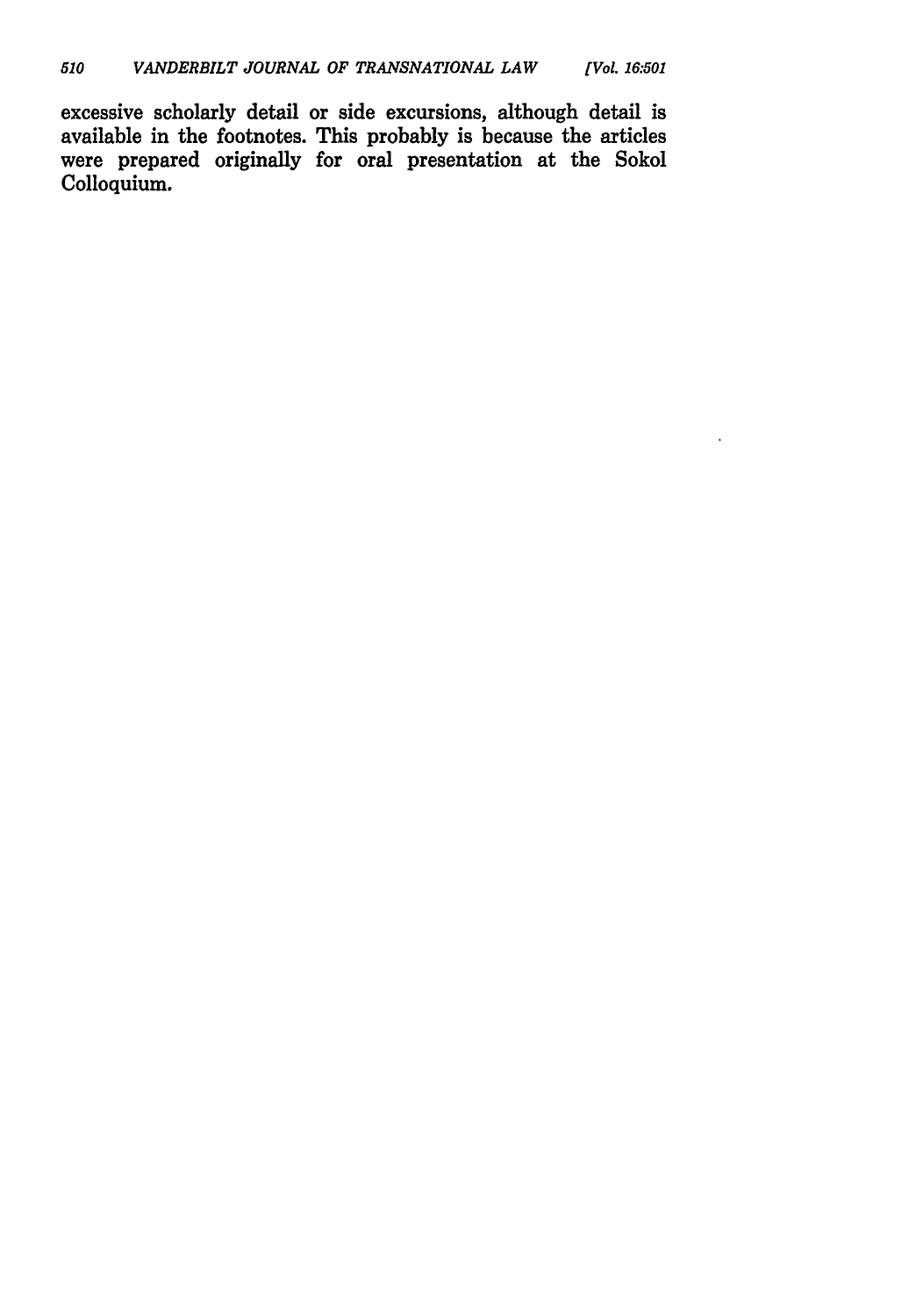excessive scholarly detail or side excursions, although detail is available in the footnotes. This probably is because the articles were prepared originally for oral presentation at the Sokol Colloquium.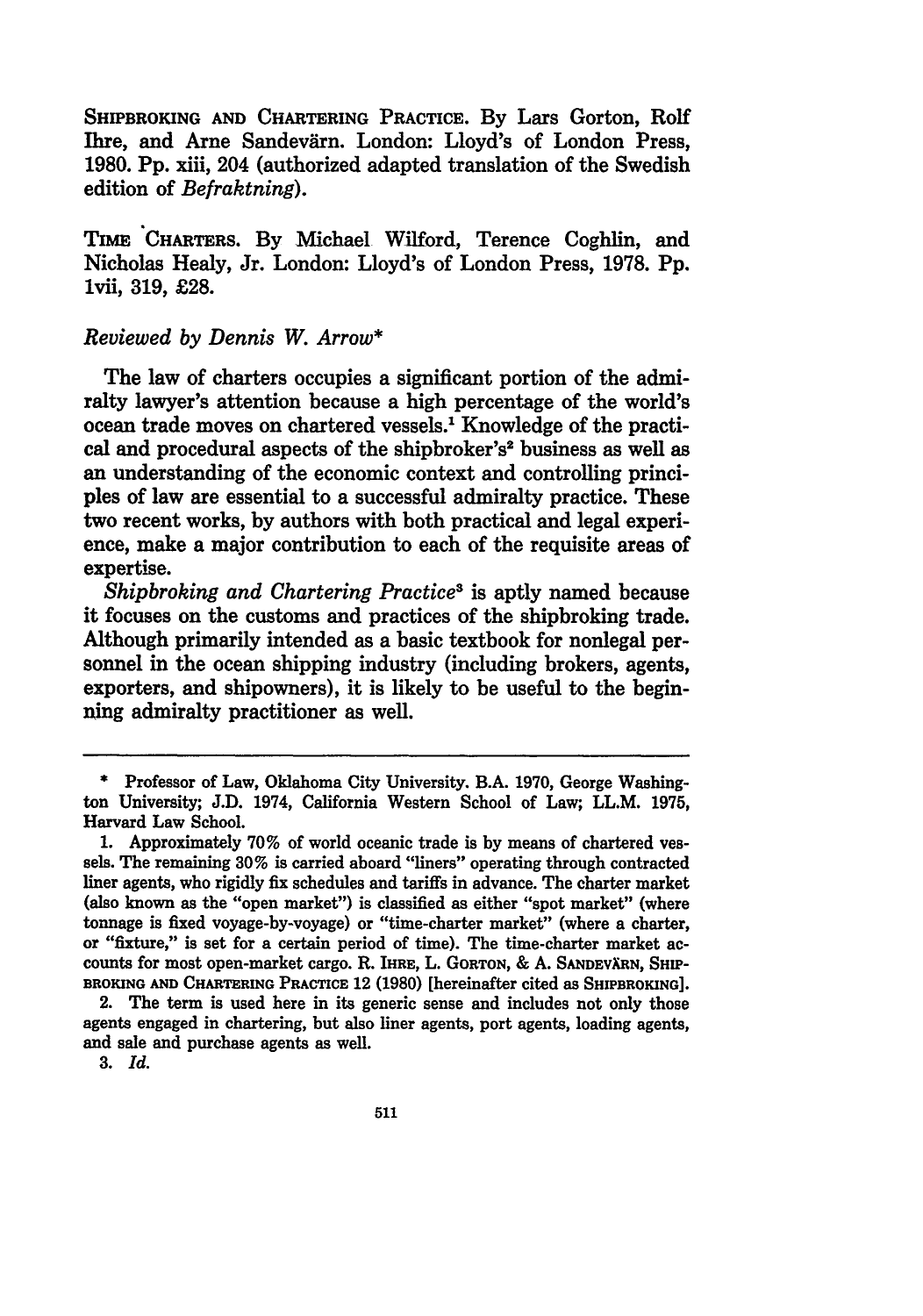SHIPBROKING AND CHARTERING PRACTICE. By Lars Gorton, Rolf Ihre, and Arne Sandevärn. London: Lloyd's of London Press, 1980. Pp. xiii, 204 (authorized adapted translation of the Swedish edition of *Befraktning*).

TIME CHARTERS. By Michael Wilford, Terence Coghlin, and Nicholas Healy, Jr. London: Lloyd's of London Press, 1978. Pp. lvii, 319, £28.

*Reviewed by Dennis W. Arrow\**

The law of charters occupies a significant portion of the admiralty lawyer's attention because a high percentage of the world's ocean trade moves on chartered vessels.[1] Knowledge of the practical and procedural aspects of the shipbroker's[2] business as well as an understanding of the economic context and controlling principles of law are essential to a successful admiralty practice. These two recent works, by authors with both practical and legal experience, make a major contribution to each of the requisite areas of expertise.

*Shipbroking and Chartering Practice*[3] is aptly named because it focuses on the customs and practices of the shipbroking trade. Although primarily intended as a basic textbook for nonlegal personnel in the ocean shipping industry (including brokers, agents, exporters, and shipowners), it is likely to be useful to the beginning admiralty practitioner as well.

---

\* Professor of Law, Oklahoma City University. B.A. 1970, George Washington University; J.D. 1974, California Western School of Law; LL.M. 1975, Harvard Law School.

1. Approximately 70% of world oceanic trade is by means of chartered vessels. The remaining 30% is carried aboard "liners" operating through contracted liner agents, who rigidly fix schedules and tariffs in advance. The charter market (also known as the "open market") is classified as either "spot market" (where tonnage is fixed voyage-by-voyage) or "time-charter market" (where a charter, or "fixture," is set for a certain period of time). The time-charter market accounts for most open-market cargo. R. IHRE, L. GORTON, & A. SANDEVÄRN, SHIPBROKING AND CHARTERING PRACTICE 12 (1980) [hereinafter cited as SHIPBROKING].

2. The term is used here in its generic sense and includes not only those agents engaged in chartering, but also liner agents, port agents, loading agents, and sale and purchase agents as well.

3. *Id.*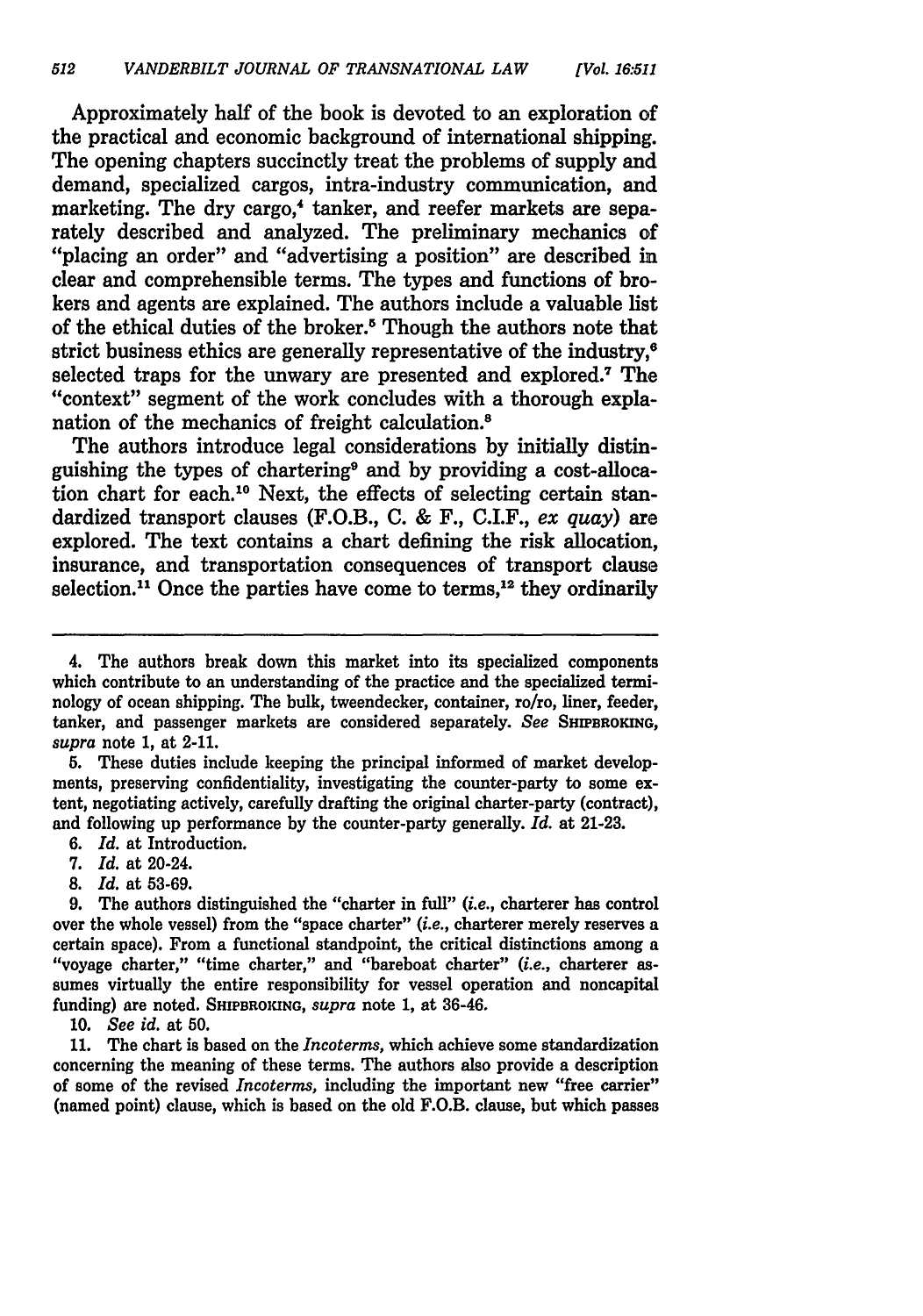Approximately half of the book is devoted to an exploration of the practical and economic background of international shipping. The opening chapters succinctly treat the problems of supply and demand, specialized cargos, intra-industry communication, and marketing. The dry cargo,[4] tanker, and reefer markets are separately described and analyzed. The preliminary mechanics of "placing an order" and "advertising a position" are described in clear and comprehensible terms. The types and functions of brokers and agents are explained. The authors include a valuable list of the ethical duties of the broker.[5] Though the authors note that strict business ethics are generally representative of the industry,[6] selected traps for the unwary are presented and explored.[7] The "context" segment of the work concludes with a thorough explanation of the mechanics of freight calculation.[8]

The authors introduce legal considerations by initially distinguishing the types of chartering[9] and by providing a cost-allocation chart for each.[10] Next, the effects of selecting certain standardized transport clauses (F.O.B., C. & F., C.I.F., *ex quay*) are explored. The text contains a chart defining the risk allocation, insurance, and transportation consequences of transport clause selection.[11] Once the parties have come to terms,[12] they ordinarily

---

4. The authors break down this market into its specialized components which contribute to an understanding of the practice and the specialized terminology of ocean shipping. The bulk, tweendecker, container, ro/ro, liner, feeder, tanker, and passenger markets are considered separately. *See* SHIPBROKING, *supra* note 1, at 2-11.

5. These duties include keeping the principal informed of market developments, preserving confidentiality, investigating the counter-party to some extent, negotiating actively, carefully drafting the original charter-party (contract), and following up performance by the counter-party generally. *Id.* at 21-23.

6. *Id.* at Introduction.

7. *Id.* at 20-24.

8. *Id.* at 53-69.

9. The authors distinguished the "charter in full" (*i.e.*, charterer has control over the whole vessel) from the "space charter" (*i.e.*, charterer merely reserves a certain space). From a functional standpoint, the critical distinctions among a "voyage charter," "time charter," and "bareboat charter" (*i.e.*, charterer assumes virtually the entire responsibility for vessel operation and noncapital funding) are noted. SHIPBROKING, *supra* note 1, at 36-46.

10. *See id.* at 50.

11. The chart is based on the *Incoterms*, which achieve some standardization concerning the meaning of these terms. The authors also provide a description of some of the revised *Incoterms*, including the important new "free carrier" (named point) clause, which is based on the old F.O.B. clause, but which passes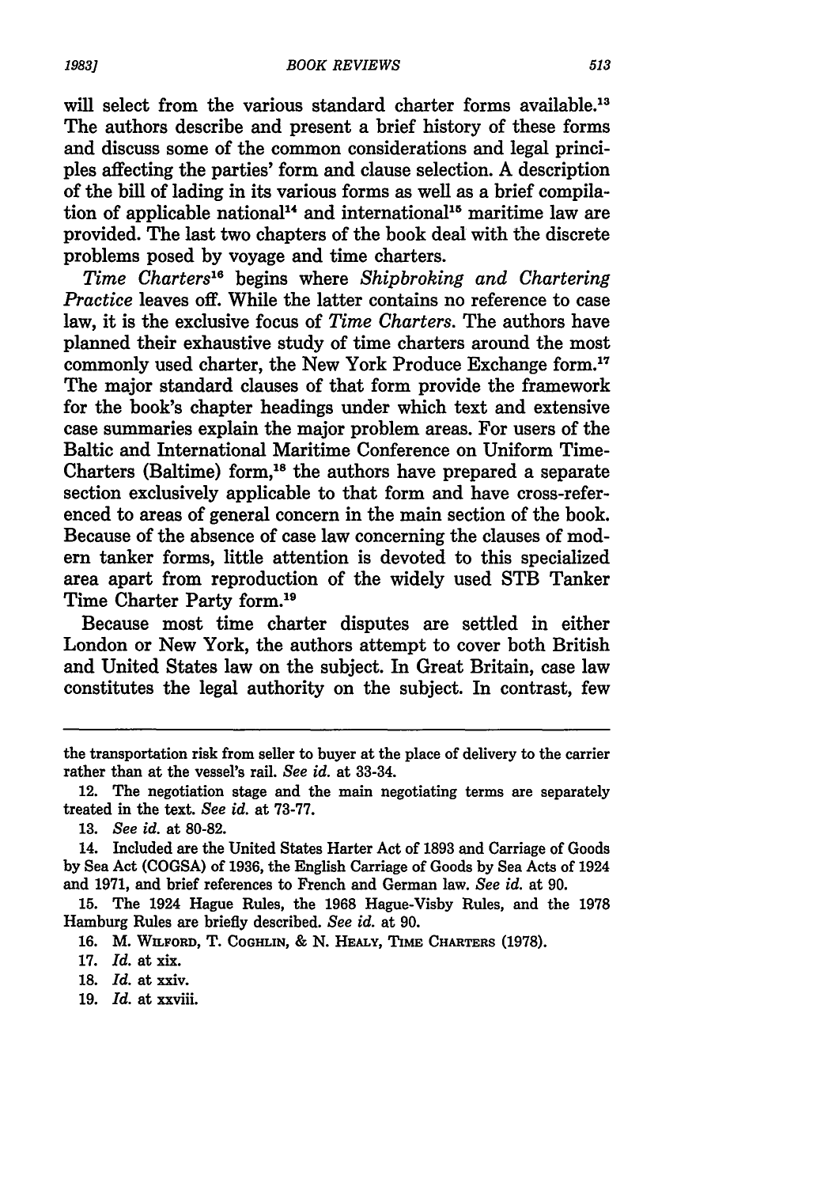will select from the various standard charter forms available.[13] The authors describe and present a brief history of these forms and discuss some of the common considerations and legal principles affecting the parties' form and clause selection. A description of the bill of lading in its various forms as well as a brief compilation of applicable national[14] and international[15] maritime law are provided. The last two chapters of the book deal with the discrete problems posed by voyage and time charters.

*Time Charters*[16] begins where *Shipbroking and Chartering Practice* leaves off. While the latter contains no reference to case law, it is the exclusive focus of *Time Charters*. The authors have planned their exhaustive study of time charters around the most commonly used charter, the New York Produce Exchange form.[17] The major standard clauses of that form provide the framework for the book's chapter headings under which text and extensive case summaries explain the major problem areas. For users of the Baltic and International Maritime Conference on Uniform Time-Charters (Baltime) form,[18] the authors have prepared a separate section exclusively applicable to that form and have cross-referenced to areas of general concern in the main section of the book. Because of the absence of case law concerning the clauses of modern tanker forms, little attention is devoted to this specialized area apart from reproduction of the widely used STB Tanker Time Charter Party form.[19]

Because most time charter disputes are settled in either London or New York, the authors attempt to cover both British and United States law on the subject. In Great Britain, case law constitutes the legal authority on the subject. In contrast, few

---

the transportation risk from seller to buyer at the place of delivery to the carrier rather than at the vessel's rail. *See id.* at 33-34.

12. The negotiation stage and the main negotiating terms are separately treated in the text. *See id.* at 73-77.

13. *See id.* at 80-82.

14. Included are the United States Harter Act of 1893 and Carriage of Goods by Sea Act (COGSA) of 1936, the English Carriage of Goods by Sea Acts of 1924 and 1971, and brief references to French and German law. *See id.* at 90.

15. The 1924 Hague Rules, the 1968 Hague-Visby Rules, and the 1978 Hamburg Rules are briefly described. *See id.* at 90.

16. M. WILFORD, T. COGHLIN, & N. HEALY, TIME CHARTERS (1978).

17. *Id.* at xix.

18. *Id.* at xxiv.

19. *Id.* at xxviii.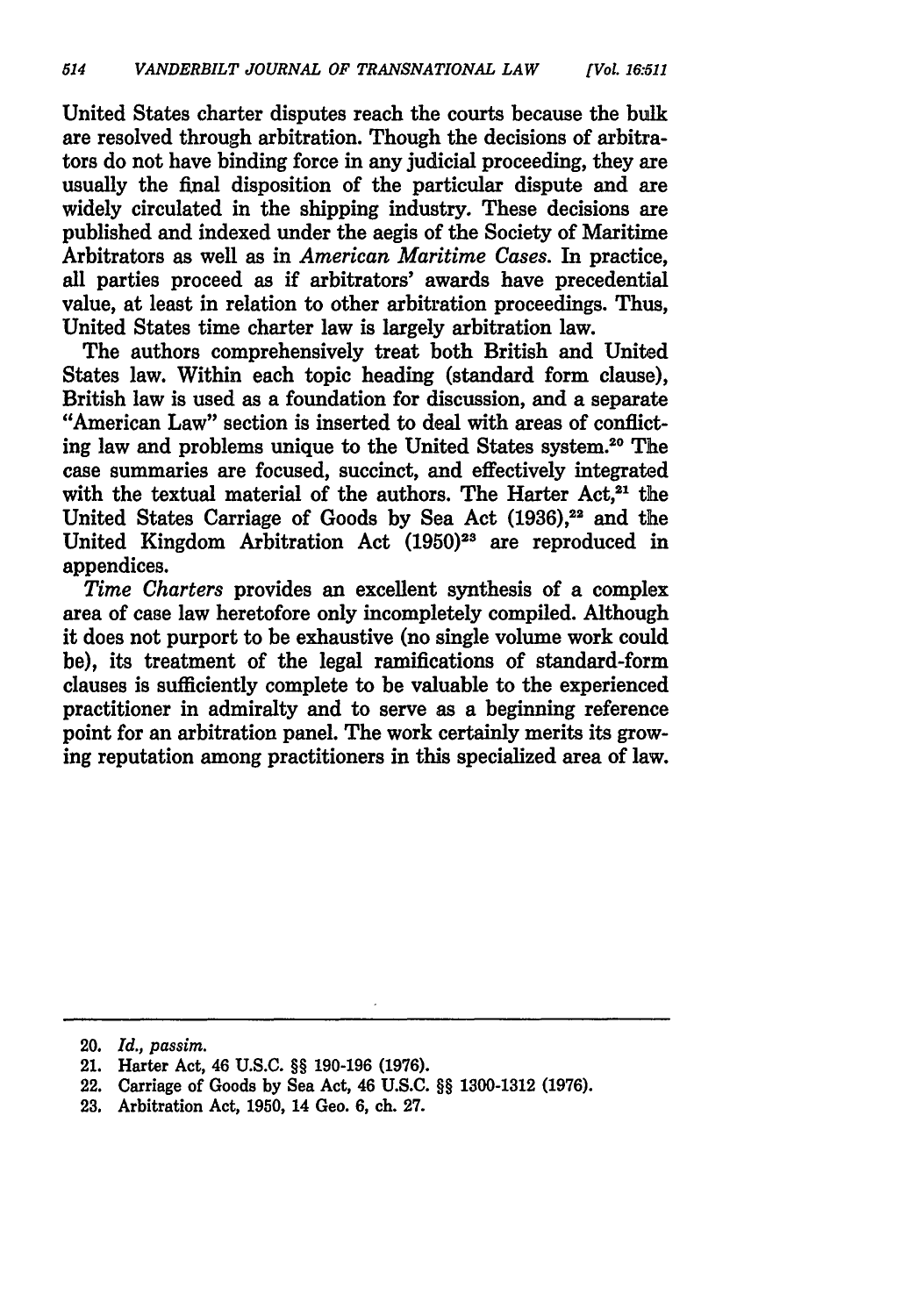United States charter disputes reach the courts because the bulk are resolved through arbitration. Though the decisions of arbitrators do not have binding force in any judicial proceeding, they are usually the final disposition of the particular dispute and are widely circulated in the shipping industry. These decisions are published and indexed under the aegis of the Society of Maritime Arbitrators as well as in *American Maritime Cases*. In practice, all parties proceed as if arbitrators' awards have precedential value, at least in relation to other arbitration proceedings. Thus, United States time charter law is largely arbitration law.

The authors comprehensively treat both British and United States law. Within each topic heading (standard form clause), British law is used as a foundation for discussion, and a separate "American Law" section is inserted to deal with areas of conflicting law and problems unique to the United States system.[20] The case summaries are focused, succinct, and effectively integrated with the textual material of the authors. The Harter Act,[21] the United States Carriage of Goods by Sea Act (1936),[22] and the United Kingdom Arbitration Act (1950)[23] are reproduced in appendices.

*Time Charters* provides an excellent synthesis of a complex area of case law heretofore only incompletely compiled. Although it does not purport to be exhaustive (no single volume work could be), its treatment of the legal ramifications of standard-form clauses is sufficiently complete to be valuable to the experienced practitioner in admiralty and to serve as a beginning reference point for an arbitration panel. The work certainly merits its growing reputation among practitioners in this specialized area of law.

---

20. *Id., passim.*
21. Harter Act, 46 U.S.C. §§ 190-196 (1976).
22. Carriage of Goods by Sea Act, 46 U.S.C. §§ 1300-1312 (1976).
23. Arbitration Act, 1950, 14 Geo. 6, ch. 27.